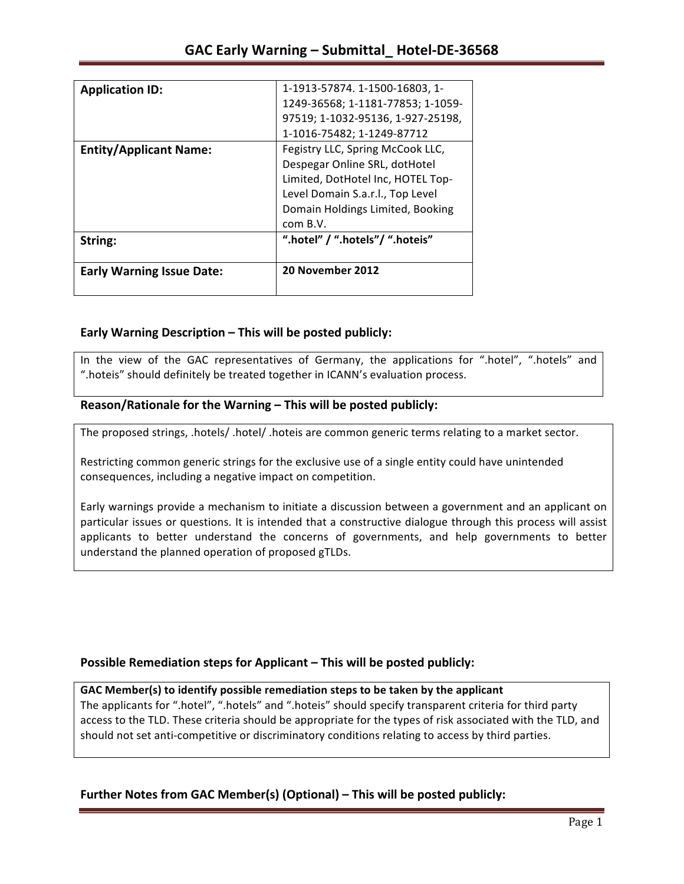# GAC Early Warning – Submittal_ Hotel-DE-36568

| | |
|---|---|
| **Application ID:** | 1-1913-57874. 1-1500-16803, 1-1249-36568; 1-1181-77853; 1-1059-97519; 1-1032-95136, 1-927-25198, 1-1016-75482; 1-1249-87712 |
| **Entity/Applicant Name:** | Fegistry LLC, Spring McCook LLC, Despegar Online SRL, dotHotel Limited, DotHotel Inc, HOTEL Top-Level Domain S.a.r.l., Top Level Domain Holdings Limited, Booking com B.V. |
| **String:** | **".hotel" / ".hotels"/ ".hoteis"** |
| **Early Warning Issue Date:** | **20 November 2012** |

## Early Warning Description – This will be posted publicly:

In the view of the GAC representatives of Germany, the applications for ".hotel", ".hotels" and ".hoteis" should definitely be treated together in ICANN's evaluation process.

## Reason/Rationale for the Warning – This will be posted publicly:

The proposed strings, .hotels/ .hotel/ .hoteis are common generic terms relating to a market sector.

Restricting common generic strings for the exclusive use of a single entity could have unintended consequences, including a negative impact on competition.

Early warnings provide a mechanism to initiate a discussion between a government and an applicant on particular issues or questions. It is intended that a constructive dialogue through this process will assist applicants to better understand the concerns of governments, and help governments to better understand the planned operation of proposed gTLDs.

## Possible Remediation steps for Applicant – This will be posted publicly:

**GAC Member(s) to identify possible remediation steps to be taken by the applicant**

The applicants for ".hotel", ".hotels" and ".hoteis" should specify transparent criteria for third party access to the TLD. These criteria should be appropriate for the types of risk associated with the TLD, and should not set anti-competitive or discriminatory conditions relating to access by third parties.

## Further Notes from GAC Member(s) (Optional) – This will be posted publicly: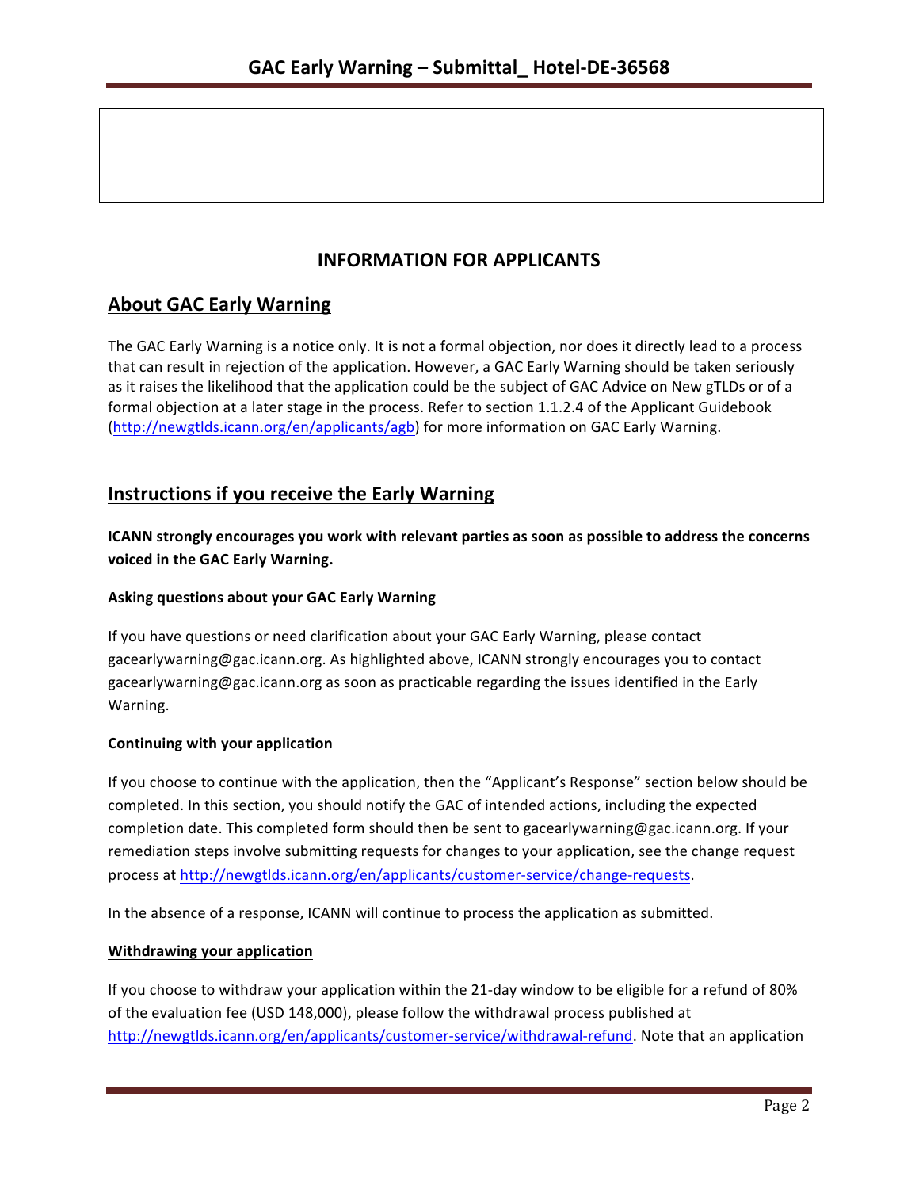## INFORMATION FOR APPLICANTS

## About GAC Early Warning

The GAC Early Warning is a notice only. It is not a formal objection, nor does it directly lead to a process that can result in rejection of the application. However, a GAC Early Warning should be taken seriously as it raises the likelihood that the application could be the subject of GAC Advice on New gTLDs or of a formal objection at a later stage in the process. Refer to section 1.1.2.4 of the Applicant Guidebook (http://newgtlds.icann.org/en/applicants/agb) for more information on GAC Early Warning.

## Instructions if you receive the Early Warning

**ICANN strongly encourages you work with relevant parties as soon as possible to address the concerns voiced in the GAC Early Warning.**

#### Asking questions about your GAC Early Warning

If you have questions or need clarification about your GAC Early Warning, please contact gacearlywarning@gac.icann.org. As highlighted above, ICANN strongly encourages you to contact gacearlywarning@gac.icann.org as soon as practicable regarding the issues identified in the Early Warning.

#### Continuing with your application

If you choose to continue with the application, then the "Applicant's Response" section below should be completed. In this section, you should notify the GAC of intended actions, including the expected completion date. This completed form should then be sent to gacearlywarning@gac.icann.org. If your remediation steps involve submitting requests for changes to your application, see the change request process at http://newgtlds.icann.org/en/applicants/customer-service/change-requests.

In the absence of a response, ICANN will continue to process the application as submitted.

#### Withdrawing your application

If you choose to withdraw your application within the 21-day window to be eligible for a refund of 80% of the evaluation fee (USD 148,000), please follow the withdrawal process published at http://newgtlds.icann.org/en/applicants/customer-service/withdrawal-refund. Note that an application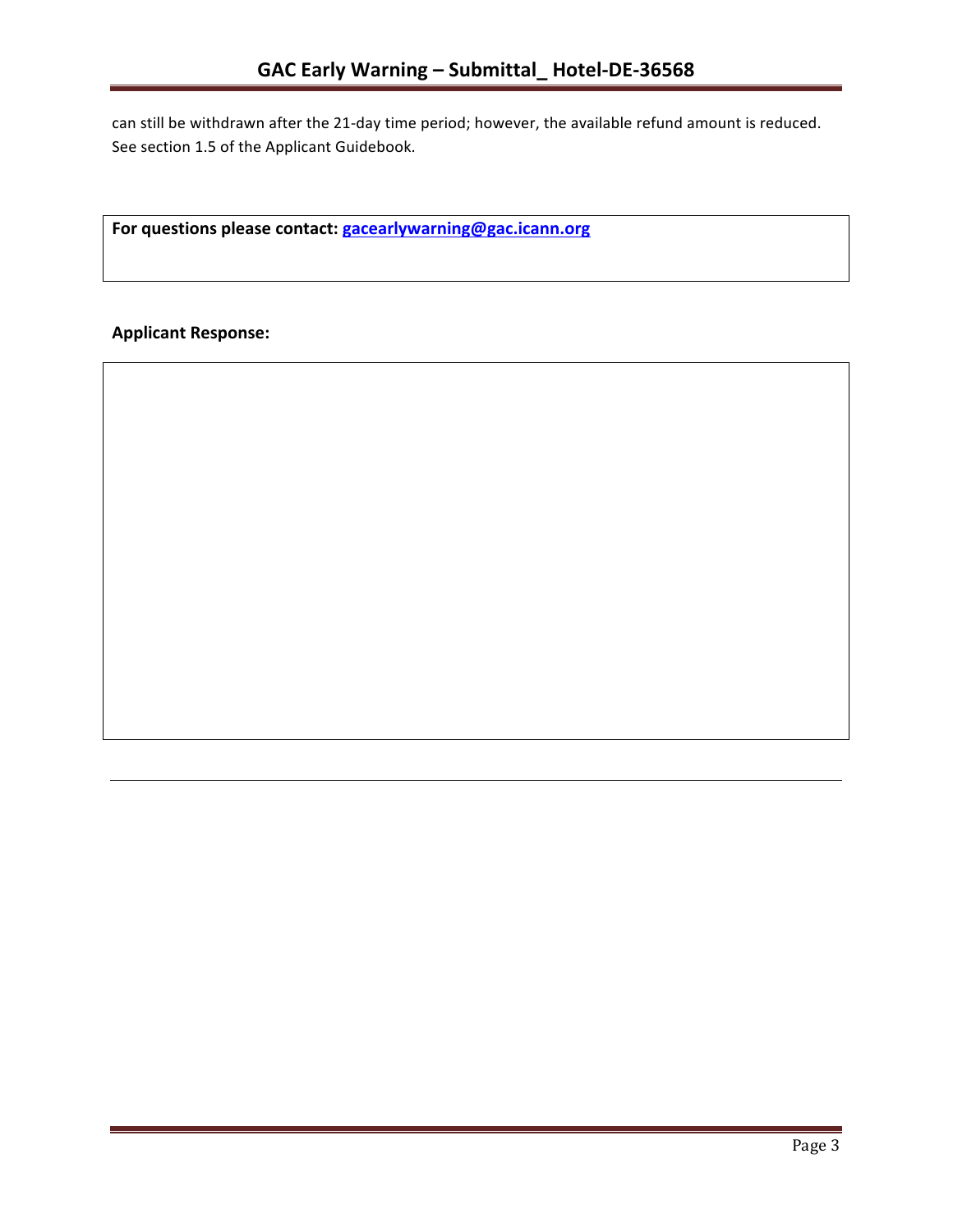can still be withdrawn after the 21-day time period; however, the available refund amount is reduced. See section 1.5 of the Applicant Guidebook.

**For questions please contact:** **gacearlywarning@gac.icann.org**

**Applicant Response:**